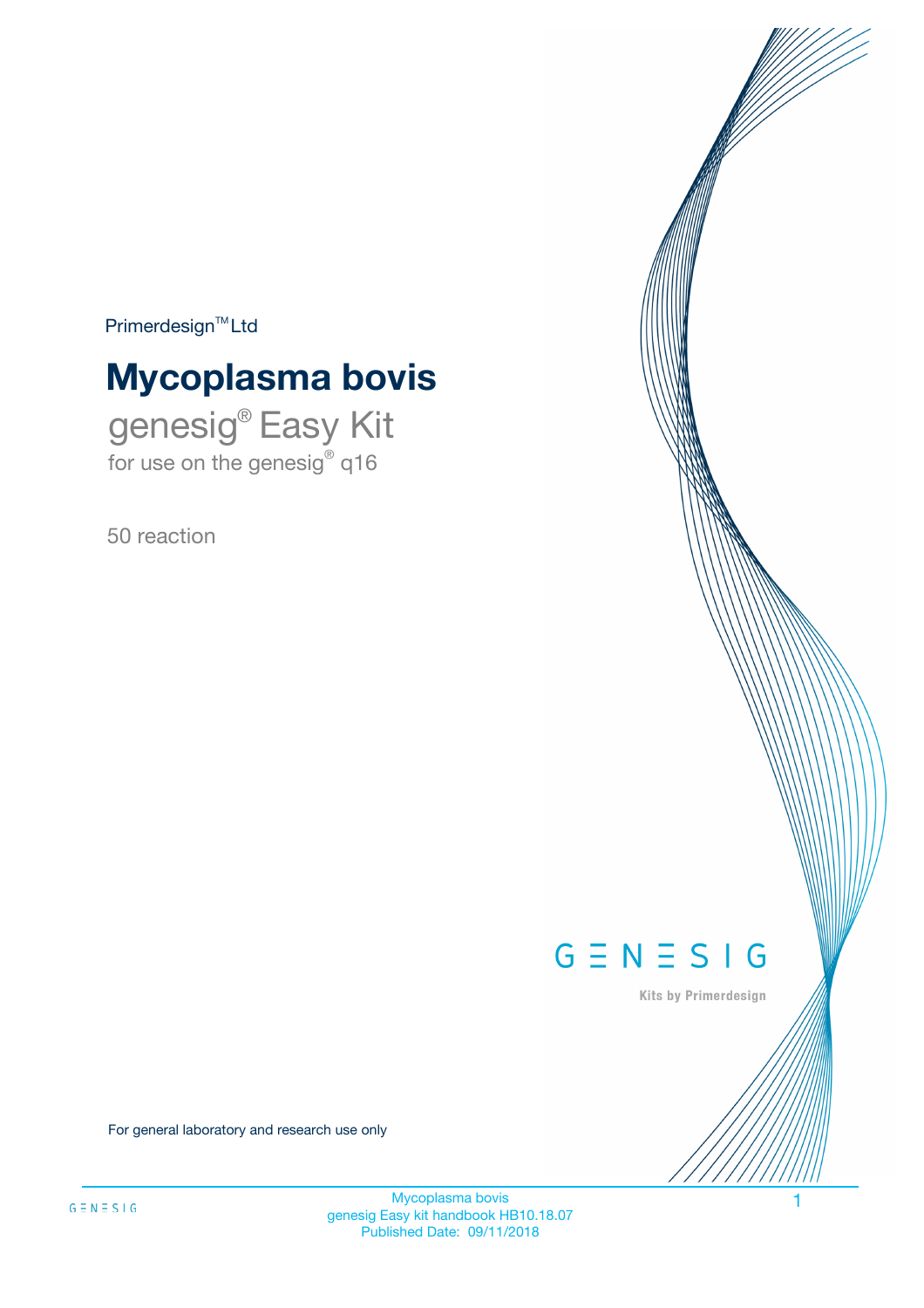Primerdesign™ Ltd

# Mycoplasma bovis

## genesig® Easy Kit

for use on the genesig® q16

50 reaction

GENESIG

Kits by Primerdesign

For general laboratory and research use only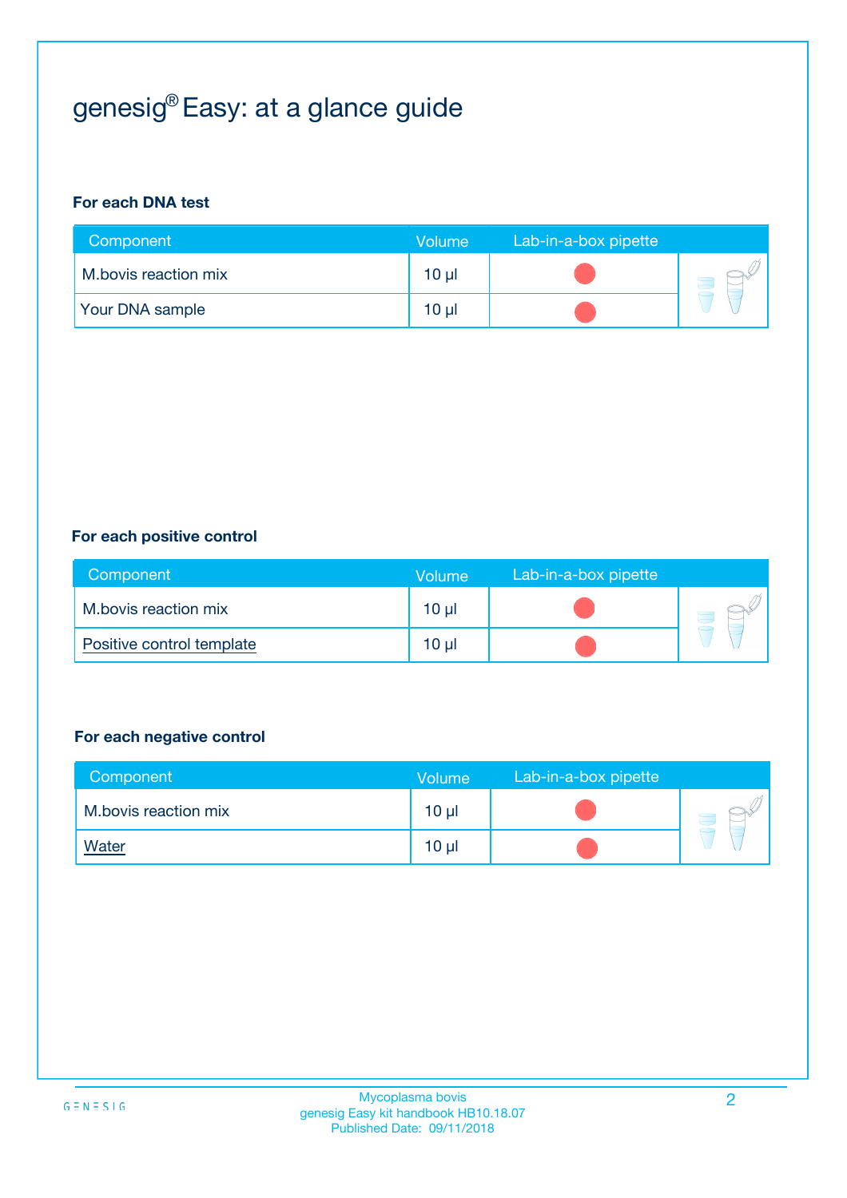# genesig® Easy: at a glance guide

**For each DNA test**

| Component | Volume | Lab-in-a-box pipette |
|---|---|---|
| M.bovis reaction mix | 10 µl | |
| Your DNA sample | 10 µl | |

**For each positive control**

| Component | Volume | Lab-in-a-box pipette |
|---|---|---|
| M.bovis reaction mix | 10 µl | |
| Positive control template | 10 µl | |

**For each negative control**

| Component | Volume | Lab-in-a-box pipette |
|---|---|---|
| M.bovis reaction mix | 10 µl | |
| Water | 10 µl | |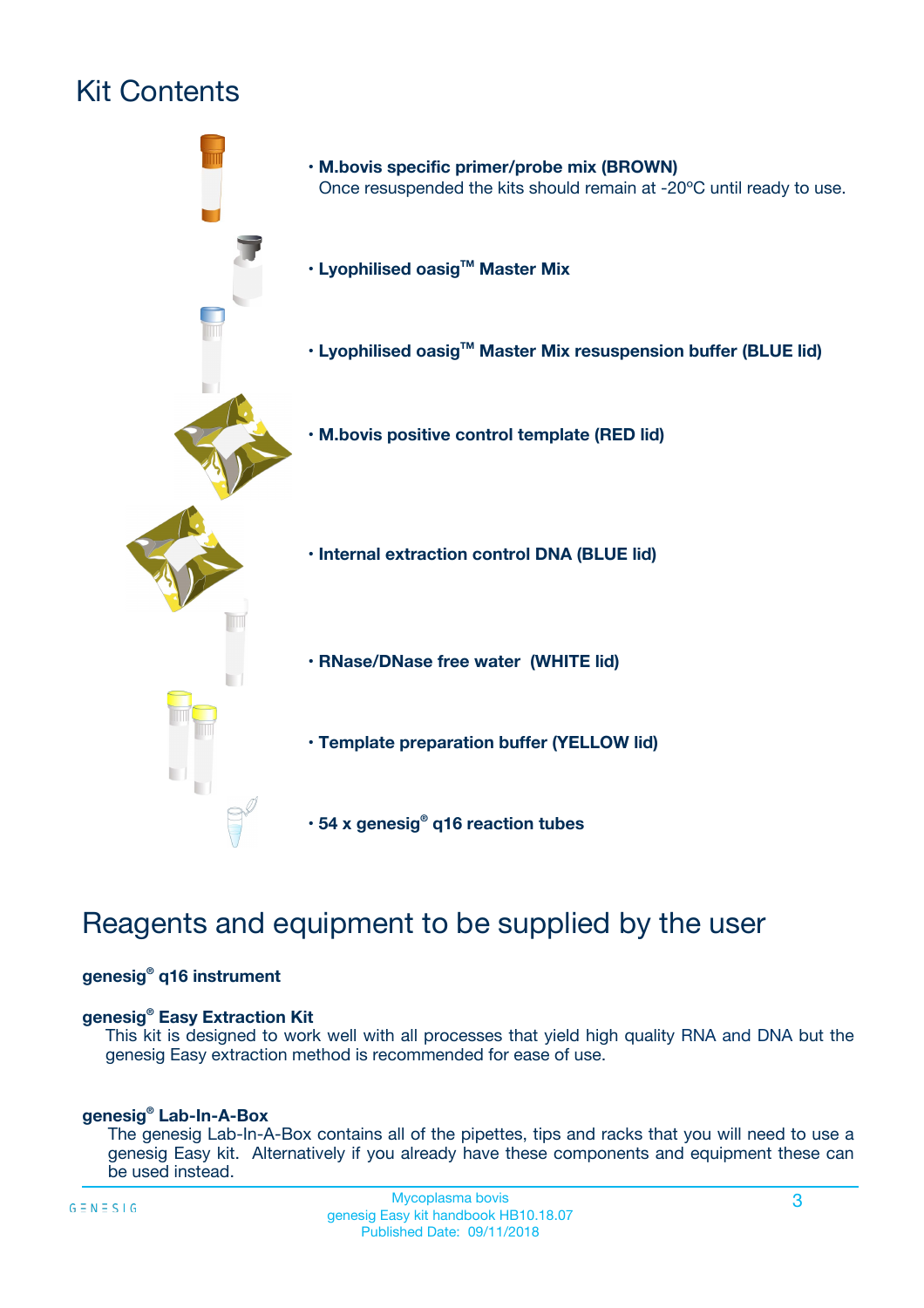# Kit Contents

- **M.bovis specific primer/probe mix (BROWN)**
  Once resuspended the kits should remain at -20ºC until ready to use.
- **Lyophilised oasig™ Master Mix**
- **Lyophilised oasig™ Master Mix resuspension buffer (BLUE lid)**
- **M.bovis positive control template (RED lid)**
- **Internal extraction control DNA (BLUE lid)**
- **RNase/DNase free water (WHITE lid)**
- **Template preparation buffer (YELLOW lid)**
- **54 x genesig® q16 reaction tubes**

# Reagents and equipment to be supplied by the user

**genesig® q16 instrument**

**genesig® Easy Extraction Kit**

This kit is designed to work well with all processes that yield high quality RNA and DNA but the genesig Easy extraction method is recommended for ease of use.

**genesig® Lab-In-A-Box**

The genesig Lab-In-A-Box contains all of the pipettes, tips and racks that you will need to use a genesig Easy kit. Alternatively if you already have these components and equipment these can be used instead.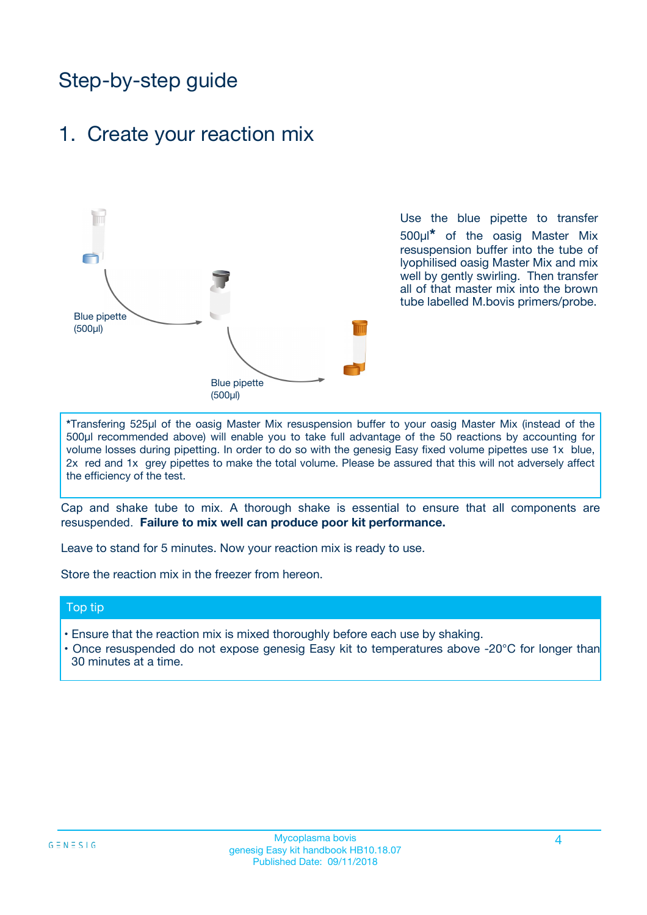# Step-by-step guide

## 1. Create your reaction mix

Blue pipette (500µl)

Blue pipette (500µl)

Use the blue pipette to transfer 500µl* of the oasig Master Mix resuspension buffer into the tube of lyophilised oasig Master Mix and mix well by gently swirling. Then transfer all of that master mix into the brown tube labelled M.bovis primers/probe.

*Transfering 525µl of the oasig Master Mix resuspension buffer to your oasig Master Mix (instead of the 500µl recommended above) will enable you to take full advantage of the 50 reactions by accounting for volume losses during pipetting. In order to do so with the genesig Easy fixed volume pipettes use 1x blue, 2x red and 1x grey pipettes to make the total volume. Please be assured that this will not adversely affect the efficiency of the test.

Cap and shake tube to mix. A thorough shake is essential to ensure that all components are resuspended. **Failure to mix well can produce poor kit performance.**

Leave to stand for 5 minutes. Now your reaction mix is ready to use.

Store the reaction mix in the freezer from hereon.

### Top tip

- Ensure that the reaction mix is mixed thoroughly before each use by shaking.
- Once resuspended do not expose genesig Easy kit to temperatures above -20°C for longer than 30 minutes at a time.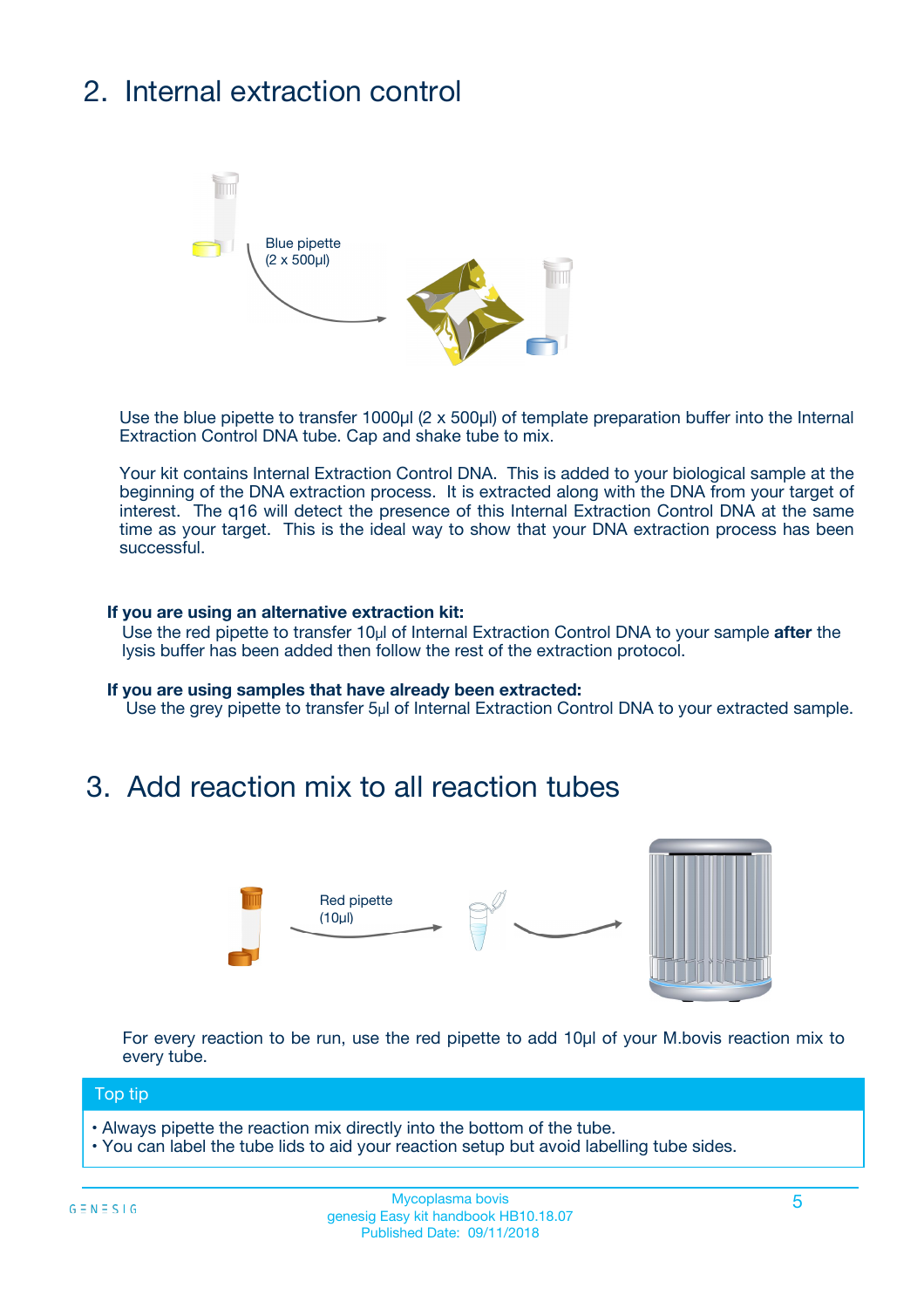## 2. Internal extraction control

Blue pipette
(2 x 500µl)

Use the blue pipette to transfer 1000µl (2 x 500µl) of template preparation buffer into the Internal Extraction Control DNA tube. Cap and shake tube to mix.

Your kit contains Internal Extraction Control DNA. This is added to your biological sample at the beginning of the DNA extraction process. It is extracted along with the DNA from your target of interest. The q16 will detect the presence of this Internal Extraction Control DNA at the same time as your target. This is the ideal way to show that your DNA extraction process has been successful.

**If you are using an alternative extraction kit:**
Use the red pipette to transfer 10µl of Internal Extraction Control DNA to your sample **after** the lysis buffer has been added then follow the rest of the extraction protocol.

**If you are using samples that have already been extracted:**
Use the grey pipette to transfer 5µl of Internal Extraction Control DNA to your extracted sample.

## 3. Add reaction mix to all reaction tubes

Red pipette
(10µl)

For every reaction to be run, use the red pipette to add 10µl of your M.bovis reaction mix to every tube.

**Top tip**

- Always pipette the reaction mix directly into the bottom of the tube.
- You can label the tube lids to aid your reaction setup but avoid labelling tube sides.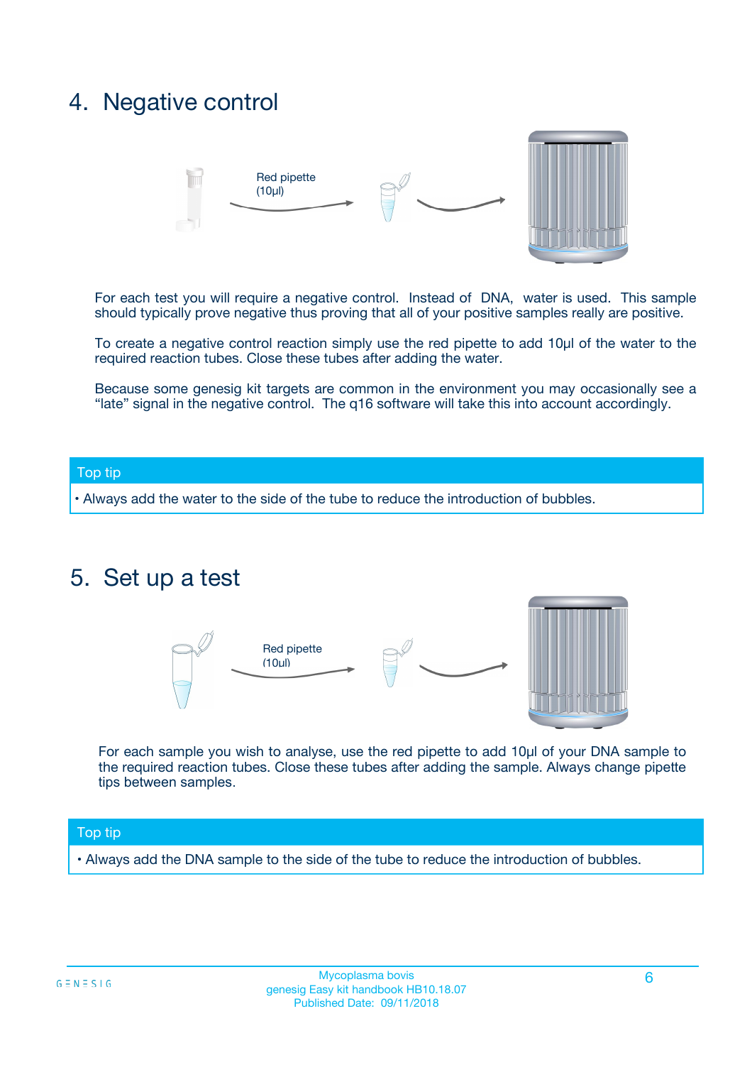## 4. Negative control

Red pipette (10µl)

For each test you will require a negative control. Instead of DNA, water is used. This sample should typically prove negative thus proving that all of your positive samples really are positive.

To create a negative control reaction simply use the red pipette to add 10µl of the water to the required reaction tubes. Close these tubes after adding the water.

Because some genesig kit targets are common in the environment you may occasionally see a "late" signal in the negative control. The q16 software will take this into account accordingly.

**Top tip**

- Always add the water to the side of the tube to reduce the introduction of bubbles.

## 5. Set up a test

Red pipette (10µl)

For each sample you wish to analyse, use the red pipette to add 10µl of your DNA sample to the required reaction tubes. Close these tubes after adding the sample. Always change pipette tips between samples.

**Top tip**

- Always add the DNA sample to the side of the tube to reduce the introduction of bubbles.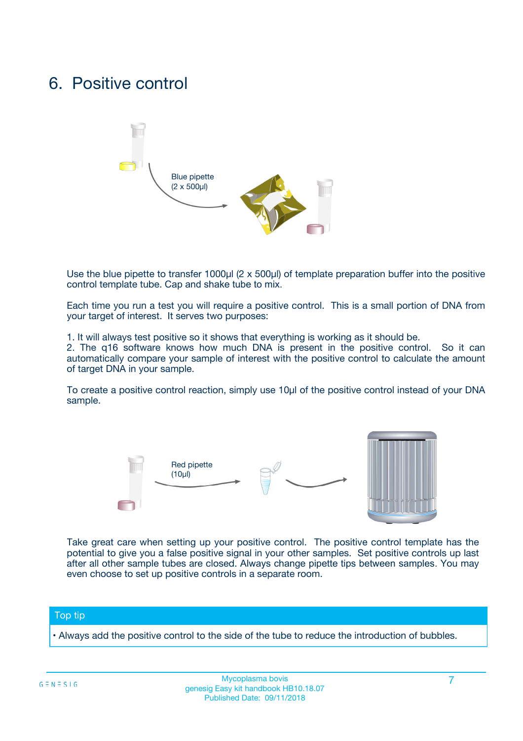# 6. Positive control

Blue pipette (2 x 500µl)

Use the blue pipette to transfer 1000µl (2 x 500µl) of template preparation buffer into the positive control template tube. Cap and shake tube to mix.

Each time you run a test you will require a positive control. This is a small portion of DNA from your target of interest. It serves two purposes:

1. It will always test positive so it shows that everything is working as it should be.
2. The q16 software knows how much DNA is present in the positive control. So it can automatically compare your sample of interest with the positive control to calculate the amount of target DNA in your sample.

To create a positive control reaction, simply use 10µl of the positive control instead of your DNA sample.

Red pipette (10µl)

Take great care when setting up your positive control. The positive control template has the potential to give you a false positive signal in your other samples. Set positive controls up last after all other sample tubes are closed. Always change pipette tips between samples. You may even choose to set up positive controls in a separate room.

**Top tip**

- Always add the positive control to the side of the tube to reduce the introduction of bubbles.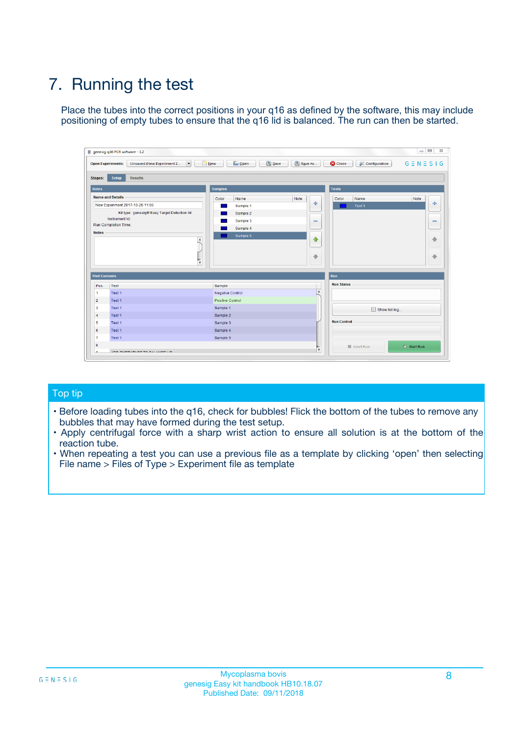# 7. Running the test

Place the tubes into the correct positions in your q16 as defined by the software, this may include positioning of empty tubes to ensure that the q16 lid is balanced. The run can then be started.

## Top tip

- Before loading tubes into the q16, check for bubbles! Flick the bottom of the tubes to remove any bubbles that may have formed during the test setup.
- Apply centrifugal force with a sharp wrist action to ensure all solution is at the bottom of the reaction tube.
- When repeating a test you can use a previous file as a template by clicking 'open' then selecting File name > Files of Type > Experiment file as template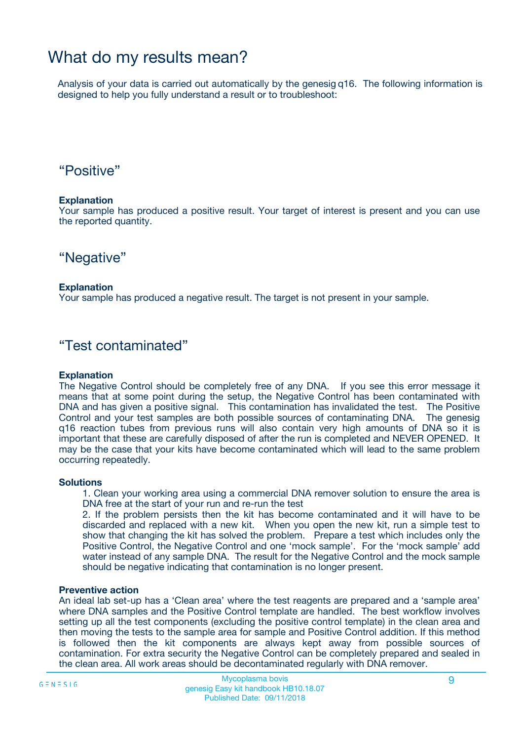# What do my results mean?

Analysis of your data is carried out automatically by the genesig q16. The following information is designed to help you fully understand a result or to troubleshoot:

## “Positive”

**Explanation**
Your sample has produced a positive result. Your target of interest is present and you can use the reported quantity.

## “Negative”

**Explanation**
Your sample has produced a negative result. The target is not present in your sample.

## “Test contaminated”

**Explanation**
The Negative Control should be completely free of any DNA. If you see this error message it means that at some point during the setup, the Negative Control has been contaminated with DNA and has given a positive signal. This contamination has invalidated the test. The Positive Control and your test samples are both possible sources of contaminating DNA. The genesig q16 reaction tubes from previous runs will also contain very high amounts of DNA so it is important that these are carefully disposed of after the run is completed and NEVER OPENED. It may be the case that your kits have become contaminated which will lead to the same problem occurring repeatedly.

**Solutions**

1. Clean your working area using a commercial DNA remover solution to ensure the area is DNA free at the start of your run and re-run the test
2. If the problem persists then the kit has become contaminated and it will have to be discarded and replaced with a new kit. When you open the new kit, run a simple test to show that changing the kit has solved the problem. Prepare a test which includes only the Positive Control, the Negative Control and one ‘mock sample’. For the ‘mock sample’ add water instead of any sample DNA. The result for the Negative Control and the mock sample should be negative indicating that contamination is no longer present.

**Preventive action**
An ideal lab set-up has a ‘Clean area’ where the test reagents are prepared and a ‘sample area’ where DNA samples and the Positive Control template are handled. The best workflow involves setting up all the test components (excluding the positive control template) in the clean area and then moving the tests to the sample area for sample and Positive Control addition. If this method is followed then the kit components are always kept away from possible sources of contamination. For extra security the Negative Control can be completely prepared and sealed in the clean area. All work areas should be decontaminated regularly with DNA remover.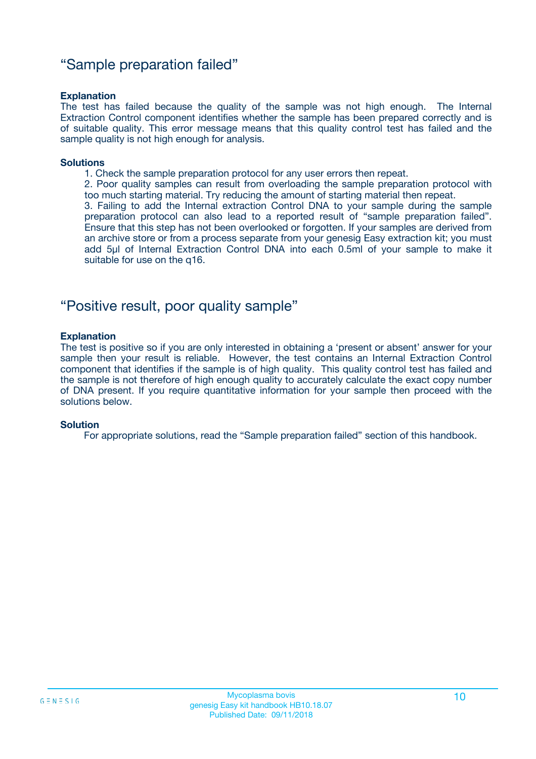## "Sample preparation failed"

**Explanation**

The test has failed because the quality of the sample was not high enough. The Internal Extraction Control component identifies whether the sample has been prepared correctly and is of suitable quality. This error message means that this quality control test has failed and the sample quality is not high enough for analysis.

**Solutions**

1. Check the sample preparation protocol for any user errors then repeat.
2. Poor quality samples can result from overloading the sample preparation protocol with too much starting material. Try reducing the amount of starting material then repeat.
3. Failing to add the Internal extraction Control DNA to your sample during the sample preparation protocol can also lead to a reported result of "sample preparation failed". Ensure that this step has not been overlooked or forgotten. If your samples are derived from an archive store or from a process separate from your genesig Easy extraction kit; you must add 5µl of Internal Extraction Control DNA into each 0.5ml of your sample to make it suitable for use on the q16.

## "Positive result, poor quality sample"

**Explanation**

The test is positive so if you are only interested in obtaining a 'present or absent' answer for your sample then your result is reliable. However, the test contains an Internal Extraction Control component that identifies if the sample is of high quality. This quality control test has failed and the sample is not therefore of high enough quality to accurately calculate the exact copy number of DNA present. If you require quantitative information for your sample then proceed with the solutions below.

**Solution**

For appropriate solutions, read the "Sample preparation failed" section of this handbook.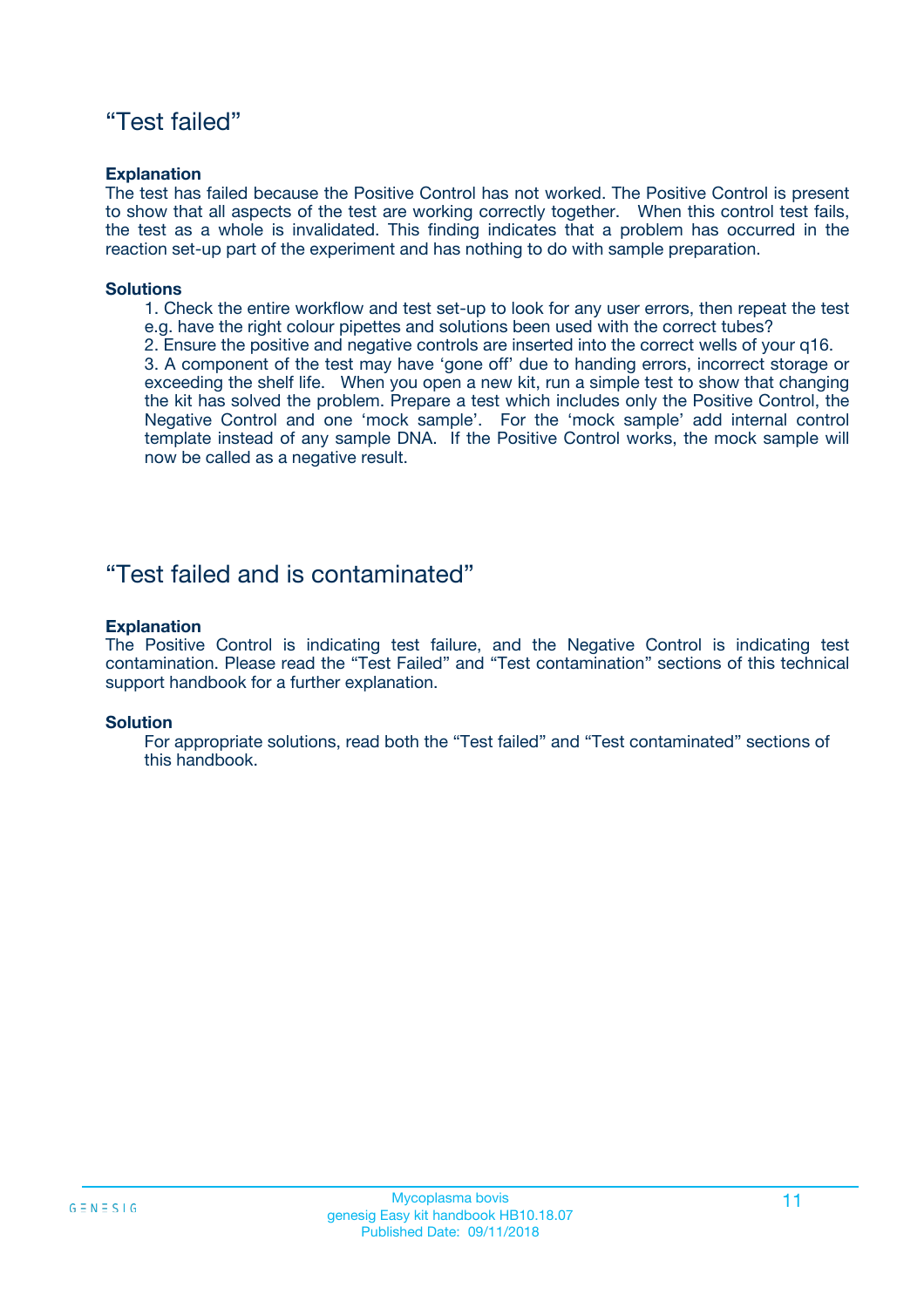## “Test failed”

**Explanation**

The test has failed because the Positive Control has not worked. The Positive Control is present to show that all aspects of the test are working correctly together. When this control test fails, the test as a whole is invalidated. This finding indicates that a problem has occurred in the reaction set-up part of the experiment and has nothing to do with sample preparation.

**Solutions**

1. Check the entire workflow and test set-up to look for any user errors, then repeat the test e.g. have the right colour pipettes and solutions been used with the correct tubes?
2. Ensure the positive and negative controls are inserted into the correct wells of your q16.
3. A component of the test may have ‘gone off’ due to handing errors, incorrect storage or exceeding the shelf life. When you open a new kit, run a simple test to show that changing the kit has solved the problem. Prepare a test which includes only the Positive Control, the Negative Control and one ‘mock sample’. For the ‘mock sample’ add internal control template instead of any sample DNA. If the Positive Control works, the mock sample will now be called as a negative result.

## “Test failed and is contaminated”

**Explanation**

The Positive Control is indicating test failure, and the Negative Control is indicating test contamination. Please read the “Test Failed” and “Test contamination” sections of this technical support handbook for a further explanation.

**Solution**

For appropriate solutions, read both the “Test failed” and “Test contaminated” sections of this handbook.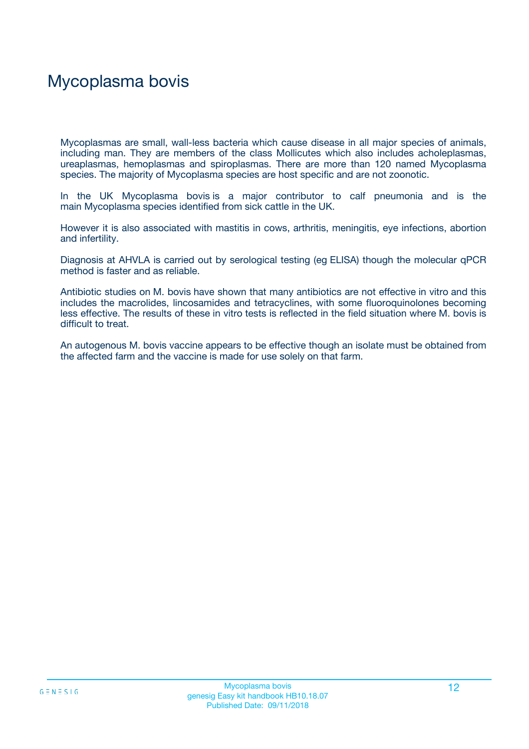# Mycoplasma bovis

Mycoplasmas are small, wall-less bacteria which cause disease in all major species of animals, including man. They are members of the class Mollicutes which also includes acholeplasmas, ureaplasmas, hemoplasmas and spiroplasmas. There are more than 120 named Mycoplasma species. The majority of Mycoplasma species are host specific and are not zoonotic.

In the UK Mycoplasma bovis is a major contributor to calf pneumonia and is the main Mycoplasma species identified from sick cattle in the UK.

However it is also associated with mastitis in cows, arthritis, meningitis, eye infections, abortion and infertility.

Diagnosis at AHVLA is carried out by serological testing (eg ELISA) though the molecular qPCR method is faster and as reliable.

Antibiotic studies on M. bovis have shown that many antibiotics are not effective in vitro and this includes the macrolides, lincosamides and tetracyclines, with some fluoroquinolones becoming less effective. The results of these in vitro tests is reflected in the field situation where M. bovis is difficult to treat.

An autogenous M. bovis vaccine appears to be effective though an isolate must be obtained from the affected farm and the vaccine is made for use solely on that farm.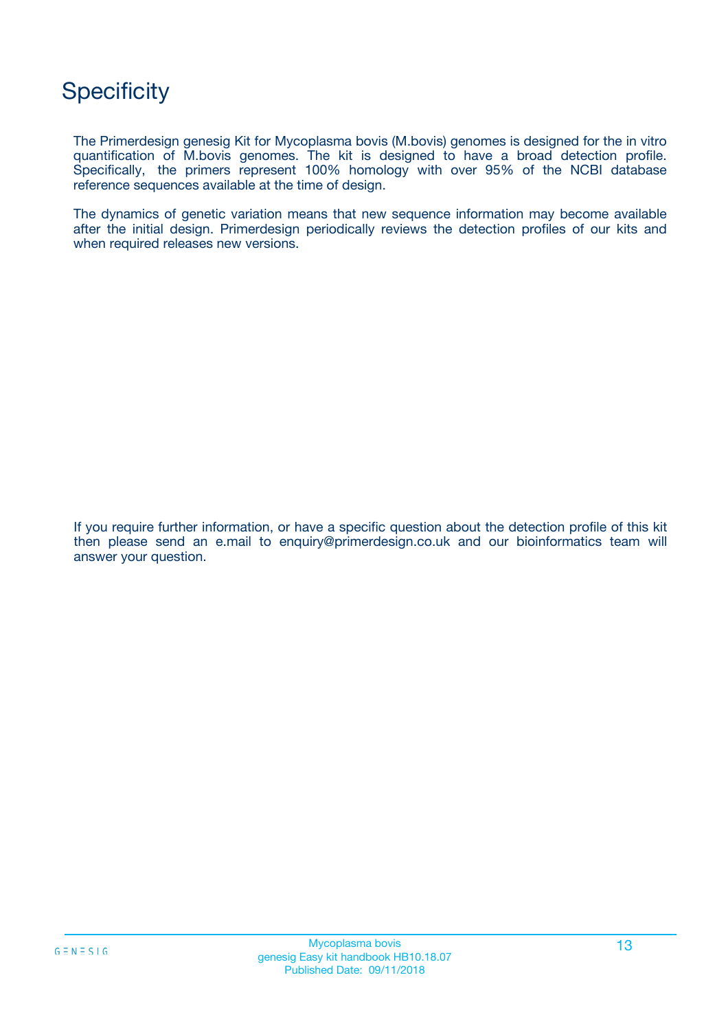# Specificity

The Primerdesign genesig Kit for Mycoplasma bovis (M.bovis) genomes is designed for the in vitro quantification of M.bovis genomes. The kit is designed to have a broad detection profile. Specifically, the primers represent 100% homology with over 95% of the NCBI database reference sequences available at the time of design.

The dynamics of genetic variation means that new sequence information may become available after the initial design. Primerdesign periodically reviews the detection profiles of our kits and when required releases new versions.

If you require further information, or have a specific question about the detection profile of this kit then please send an e.mail to enquiry@primerdesign.co.uk and our bioinformatics team will answer your question.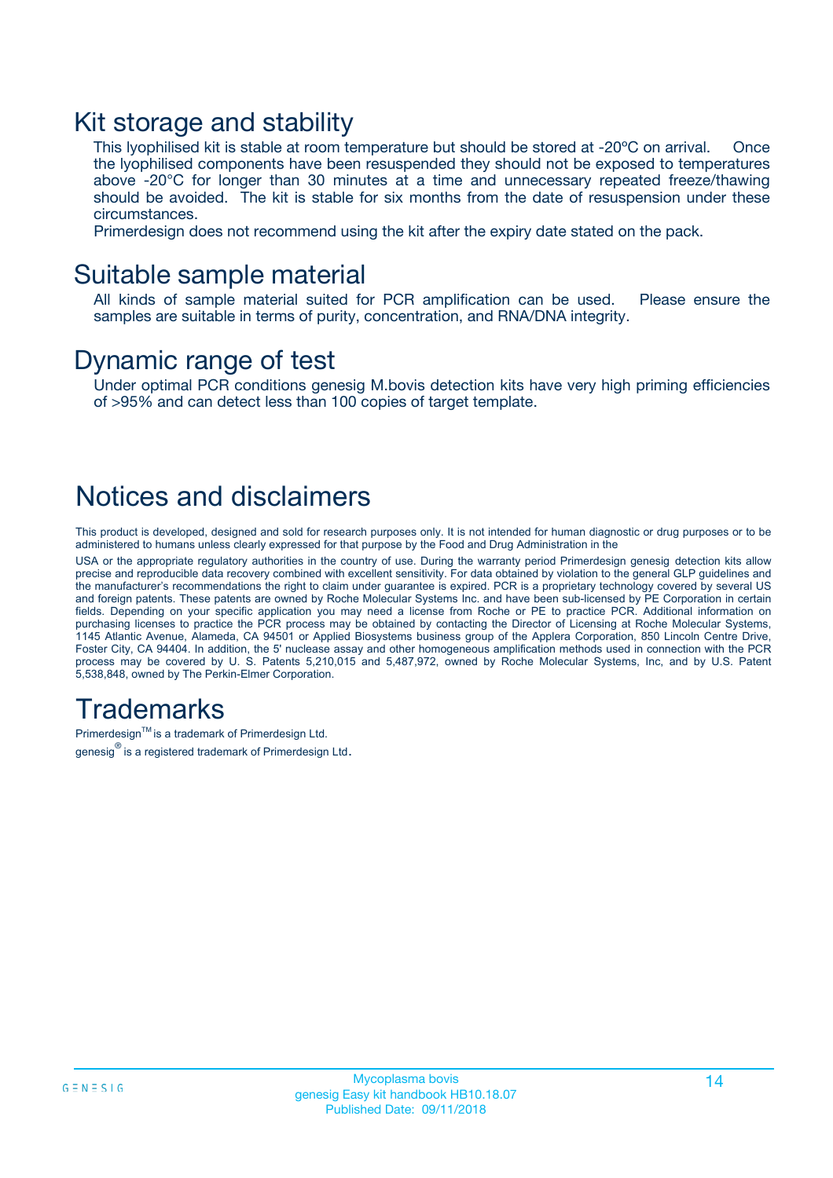## Kit storage and stability

This lyophilised kit is stable at room temperature but should be stored at -20ºC on arrival. Once the lyophilised components have been resuspended they should not be exposed to temperatures above -20°C for longer than 30 minutes at a time and unnecessary repeated freeze/thawing should be avoided. The kit is stable for six months from the date of resuspension under these circumstances.

Primerdesign does not recommend using the kit after the expiry date stated on the pack.

## Suitable sample material

All kinds of sample material suited for PCR amplification can be used. Please ensure the samples are suitable in terms of purity, concentration, and RNA/DNA integrity.

## Dynamic range of test

Under optimal PCR conditions genesig M.bovis detection kits have very high priming efficiencies of >95% and can detect less than 100 copies of target template.

# Notices and disclaimers

This product is developed, designed and sold for research purposes only. It is not intended for human diagnostic or drug purposes or to be administered to humans unless clearly expressed for that purpose by the Food and Drug Administration in the

USA or the appropriate regulatory authorities in the country of use. During the warranty period Primerdesign genesig detection kits allow precise and reproducible data recovery combined with excellent sensitivity. For data obtained by violation to the general GLP guidelines and the manufacturer's recommendations the right to claim under guarantee is expired. PCR is a proprietary technology covered by several US and foreign patents. These patents are owned by Roche Molecular Systems Inc. and have been sub-licensed by PE Corporation in certain fields. Depending on your specific application you may need a license from Roche or PE to practice PCR. Additional information on purchasing licenses to practice the PCR process may be obtained by contacting the Director of Licensing at Roche Molecular Systems, 1145 Atlantic Avenue, Alameda, CA 94501 or Applied Biosystems business group of the Applera Corporation, 850 Lincoln Centre Drive, Foster City, CA 94404. In addition, the 5' nuclease assay and other homogeneous amplification methods used in connection with the PCR process may be covered by U. S. Patents 5,210,015 and 5,487,972, owned by Roche Molecular Systems, Inc, and by U.S. Patent 5,538,848, owned by The Perkin-Elmer Corporation.

# Trademarks

Primerdesign™ is a trademark of Primerdesign Ltd.

genesig® is a registered trademark of Primerdesign Ltd.